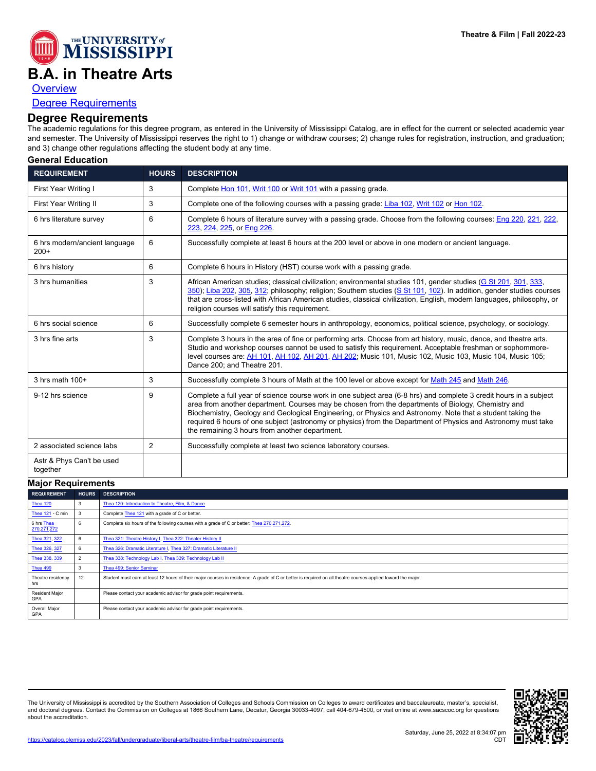# B.A. in Theatre Arts

Overview

Degree Requirements

## Degree Requirements

The academic regulations for this degree program, as entered in the University of Mississippi Catalog, are in effect for the current or selected academic year and semester. The University of Mississippi reserves the right to 1) change or withdraw courses; 2) change rules for registration, instruction, and graduation; and 3) change other regulations affecting the student body at any time.

### General Education

| REQUIREMENT | HOURS | DESCRIPTION |
|---|---|---|
| First Year Writing I | 3 | Complete Hon 101, Writ 100 or Writ 101 with a passing grade. |
| First Year Writing II | 3 | Complete one of the following courses with a passing grade: Liba 102, Writ 102 or Hon 102. |
| 6 hrs literature survey | 6 | Complete 6 hours of literature survey with a passing grade. Choose from the following courses: Eng 220, 221, 222, 223, 224, 225, or Eng 226. |
| 6 hrs modern/ancient language 200+ | 6 | Successfully complete at least 6 hours at the 200 level or above in one modern or ancient language. |
| 6 hrs history | 6 | Complete 6 hours in History (HST) course work with a passing grade. |
| 3 hrs humanities | 3 | African American studies; classical civilization; environmental studies 101, gender studies (G St 201, 301, 333, 350); Liba 202, 305, 312; philosophy; religion; Southern studies (S St 101, 102). In addition, gender studies courses that are cross-listed with African American studies, classical civilization, English, modern languages, philosophy, or religion courses will satisfy this requirement. |
| 6 hrs social science | 6 | Successfully complete 6 semester hours in anthropology, economics, political science, psychology, or sociology. |
| 3 hrs fine arts | 3 | Complete 3 hours in the area of fine or performing arts. Choose from art history, music, dance, and theatre arts. Studio and workshop courses cannot be used to satisfy this requirement. Acceptable freshman or sophommore-level courses are: AH 101, AH 102, AH 201, AH 202; Music 101, Music 102, Music 103, Music 104, Music 105; Dance 200; and Theatre 201. |
| 3 hrs math 100+ | 3 | Successfully complete 3 hours of Math at the 100 level or above except for Math 245 and Math 246. |
| 9-12 hrs science | 9 | Complete a full year of science course work in one subject area (6-8 hrs) and complete 3 credit hours in a subject area from another department. Courses may be chosen from the departments of Biology, Chemistry and Biochemistry, Geology and Geological Engineering, or Physics and Astronomy. Note that a student taking the required 6 hours of one subject (astronomy or physics) from the Department of Physics and Astronomy must take the remaining 3 hours from another department. |
| 2 associated science labs | 2 | Successfully complete at least two science laboratory courses. |
| Astr & Phys Can't be used together | | |

### Major Requirements

| REQUIREMENT | HOURS | DESCRIPTION |
|---|---|---|
| Thea 120 | 3 | Thea 120: Introduction to Theatre, Film, & Dance |
| Thea 121 - C min | 3 | Complete Thea 121 with a grade of C or better. |
| 6 hrs Thea 270,271,272 | 6 | Complete six hours of the following courses with a grade of C or better: Thea 270,271,272. |
| Thea 321, 322 | 6 | Thea 321: Theatre History I, Thea 322: Theater History II |
| Thea 326, 327 | 6 | Thea 326: Dramatic Literature I, Thea 327: Dramatic Literature II |
| Thea 338, 339 | 2 | Thea 338: Technology Lab I, Thea 339: Technology Lab II |
| Thea 499 | 3 | Thea 499: Senior Seminar |
| Theatre residency hrs | 12 | Student must earn at least 12 hours of their major courses in residence. A grade of C or better is required on all theatre courses applied toward the major. |
| Resident Major GPA | | Please contact your academic advisor for grade point requirements. |
| Overall Major GPA | | Please contact your academic advisor for grade point requirements. |

The University of Mississippi is accredited by the Southern Association of Colleges and Schools Commission on Colleges to award certificates and baccalaureate, master's, specialist, and doctoral degrees. Contact the Commission on Colleges at 1866 Southern Lane, Decatur, Georgia 30033-4097, call 404-679-4500, or visit online at www.sacscoc.org for questions about the accreditation.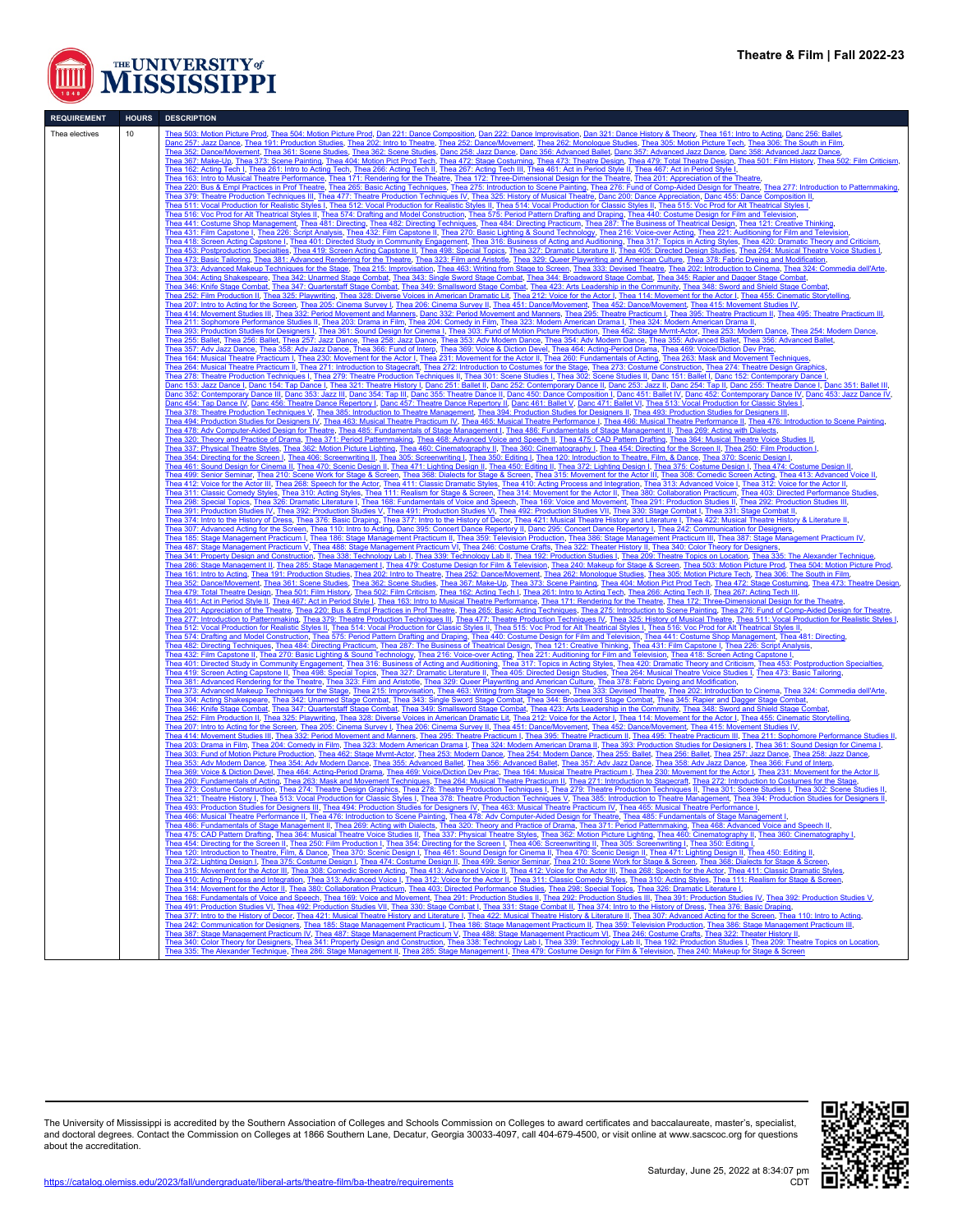| REQUIREMENT | HOURS | DESCRIPTION |
| --- | --- | --- |
| Thea electives | 10 | Thea 503: Motion Picture Prod, Thea 504: Motion Picture Prod, Dan 221: Dance Composition, Dan 222: Dance Improvisation, Dan 321: Dance History & Theory, Thea 161: Intro to Acting, Danc 256: Ballet, Danc 257: Jazz Dance, Thea 191: Production Studies, Thea 202: Intro to Theatre, Thea 252: Dance/Movement, Thea 262: Monologue Studies, Thea 305: Motion Picture Tech, Thea 306: The South in Film, Thea 352: Dance/Movement, Thea 361: Scene Studies, Thea 362: Scene Studies, Danc 258: Jazz Dance, Danc 356: Advanced Ballet, Danc 357: Advanced Jazz Dance, Danc 358: Advanced Jazz Dance, Thea 367: Make-Up, Thea 373: Scene Painting, Thea 404: Motion Pict Prod Tech, Thea 472: Stage Costuming, Thea 473: Theatre Design, Thea 479: Total Theatre Design, Thea 501: Film History, Thea 502: Film Criticism, Thea 162: Acting Tech I, Thea 261: Intro to Acting Tech, Thea 266: Acting Tech II, Thea 267: Acting Tech III, Thea 461: Act in Period Style I, Thea 467: Act in Period Style I, Thea 163: Intro to Musical Theatre Performance, Thea 171: Rendering for the Theatre, Thea 172: Three-Dimensional Design for the Theatre, Thea 201: Appreciation of the Theatre, Thea 220: Bus & Empl Practices in Prof Theatre, Thea 265: Basic Acting Techniques, Thea 275: Introduction to Scene Painting, Thea 276: Fund of Comp-Aided Design for Theatre, Thea 277: Introduction to Patternmaking, Thea 379: Theatre Production Techniques III, Thea 477: Theatre Production Techniques IV, Thea 325: History of Musical Theatre, Danc 200: Dance Appreciation, Danc 455: Dance Composition II, Thea 511: Vocal Production for Realistic Styles I, Thea 512: Vocal Production for Realistic Styles II, Thea 514: Vocal Production for Classic Styles II, Thea 515: Voc Prod for Alt Theatrical Styles I, Thea 516: Voc Prod for Alt Theatrical Styles II, Thea 574: Drafting and Model Construction, Thea 575: Period Pattern Drafting and Draping, Thea 440: Costume Design for Film and Television, Thea 441: Costume Shop Management, Thea 481: Directing, Thea 482: Directing Techniques, Thea 484: Directing Practicum, Thea 287: The Business of Theatrical Design, Thea 121: Creative Thinking, Thea 431: Film Capstone I, Thea 226: Script Analysis, Thea 432: Film Capstone II, Thea 270: Basic Lighting & Sound Technology, Thea 216: Voice-over Acting, Thea 221: Auditioning for Film and Television, Thea 418: Screen Acting Capstone I, Thea 401: Directed Study in Community Engagement, Thea 316: Business of Acting and Auditioning, Thea 317: Topics in Acting Styles, Thea 420: Dramatic Theory and Criticism, Thea 453: Postproduction Specialties, Thea 419: Screen Acting Capstone II, Thea 498: Special Topics, Thea 327: Dramatic Literature II, Thea 405: Directed Design Studies, Thea 264: Musical Theatre Voice Studies I, Thea 473: Basic Tailoring, Thea 381: Advanced Rendering for the Theatre, Thea 323: Film and Aristotle, Thea 329: Queer Playwriting and American Culture, Thea 378: Fabric Dyeing and Modification, Thea 373: Advanced Makeup Techniques for the Stage, Thea 215: Improvisation, Thea 463: Writing from Stage to Screen, Thea 333: Devised Theatre, Thea 202: Introduction to Cinema, Thea 324: Commedia dell'Arte, Thea 304: Acting Shakespeare, Thea 342: Unarmed Stage Combat, Thea 343: Single Sword Stage Combat, Thea 344: Broadsword Stage Combat, Thea 345: Rapier and Dagger Stage Combat, Thea 346: Knife Stage Combat, Thea 347: Quarterstaff Stage Combat, Thea 349: Smallsword Stage Combat, Thea 423: Arts Leadership in the Community, Thea 348: Sword and Shield Stage Combat, Thea 252: Film Production II, Thea 325: Playwriting, Thea 328: Diverse Voices in American Dramatic Lit, Thea 212: Voice for the Actor I, Thea 114: Movement for the Actor I, Thea 455: Cinematic Storytelling, Thea 207: Intro to Acting for the Screen, Thea 205: Cinema Survey I, Thea 206: Cinema Survey II, Thea 451: Dance/Movement, Thea 452: Dance/Movement, Thea 415: Movement Studies IV, Thea 414: Movement Studies III, Thea 332: Period Movement and Manners, Danc 332: Period Movement and Manners, Thea 295: Theatre Practicum I, Thea 395: Theatre Practicum II, Thea 495: Theatre Practicum III, Thea 211: Sophomore Performance Studies II, Thea 203: Drama in Film, Thea 204: Comedy in Film, Thea 323: Modern American Drama I, Thea 324: Modern American Drama II, Thea 393: Production Studies for Designers I, Thea 361: Sound Design for Cinema I, Thea 303: Fund of Motion Picture Production, Thea 462: Stage Mvmt-Actor, Thea 253: Modern Dance, Thea 254: Modern Dance, Thea 255: Ballet, Thea 256: Ballet, Thea 257: Jazz Dance, Thea 258: Jazz Dance, Thea 353: Adv Modern Dance, Thea 354: Adv Modern Dance, Thea 355: Advanced Ballet, Thea 356: Advanced Ballet, Thea 357: Adv Jazz Dance, Thea 358: Adv Jazz Dance, Thea 366: Fund of Interp, Thea 369: Voice & Diction Devel, Thea 464: Acting-Period Drama, Thea 469: Voice/Diction Dev Prac, Thea 164: Musical Theatre Practicum I, Thea 230: Movement for the Actor I, Thea 231: Movement for the Actor II, Thea 260: Fundamentals of Acting, Thea 263: Mask and Movement Techniques, Thea 264: Musical Theatre Practicum II, Thea 271: Introduction to Stagecraft, Thea 272: Introduction to Costumes for the Stage, Thea 273: Costume Construction, Thea 274: Theatre Design Graphics, Thea 278: Theatre Production Techniques I, Thea 279: Theatre Production Techniques II, Thea 301: Scene Studies I, Thea 302: Scene Studies II, Danc 151: Ballet I, Danc 152: Contemporary Dance I, Danc 153: Jazz Dance I, Danc 154: Tap Dance I, Thea 321: Theatre History I, Danc 251: Ballet II, Danc 252: Contemporary Dance II, Danc 253: Jazz II, Danc 254: Tap II, Danc 255: Theatre Dance I, Danc 351: Ballet III, Danc 352: Contemporary Dance III, Danc 353: Jazz III, Danc 354: Tap III, Danc 355: Theatre Dance II, Danc 450: Dance Composition I, Danc 451: Ballet IV, Danc 452: Contemporary Dance IV, Danc 453: Jazz Dance IV, Danc 454: Tap Dance IV, Danc 456: Theatre Dance Repertory I, Danc 457: Theatre Dance Repertory II, Danc 461: Ballet V, Danc 471: Ballet VI, Thea 513: Vocal Production for Classic Styles I, Thea 378: Theatre Production Techniques V, Thea 385: Introduction to Theatre Management, Thea 394: Production Studies for Designers II, Thea 493: Production Studies for Designers III, Thea 494: Production Studies for Designers IV, Thea 463: Musical Theatre Practicum IV, Thea 465: Musical Theatre Performance I, Thea 466: Musical Theatre Performance II, Thea 476: Introduction to Scene Painting, Thea 478: Adv Computer-Aided Design for Theatre, Thea 485: Fundamentals of Stage Management I, Thea 486: Fundamentals of Stage Management II, Thea 269: Acting with Dialects, Thea 320: Theory and Practice of Drama, Thea 371: Period Patternmaking, Thea 468: Advanced Voice and Speech II, Thea 475: CAD Pattern Drafting, Thea 364: Musical Theatre Voice Studies II, Thea 337: Physical Theatre Styles, Thea 362: Motion Picture Lighting, Thea 460: Cinematography II, Thea 360: Cinematography I, Thea 454: Directing for the Screen II, Thea 250: Film Production I, Thea 354: Directing for the Screen I, Thea 406: Screenwriting II, Thea 305: Screenwriting I, Thea 350: Editing I, Thea 120: Introduction to Theatre, Film, & Dance, Thea 370: Scenic Design I, Thea 461: Sound Design for Cinema II, Thea 470: Scenic Design II, Thea 471: Lighting Design II, Thea 450: Editing II, Thea 372: Lighting Design I, Thea 375: Costume Design I, Thea 474: Costume Design II, Thea 499: Senior Seminar, Thea 210: Scene Work for Stage & Screen, Thea 368: Dialects for Stage & Screen, Thea 315: Movement for the Actor III, Thea 308: Comedic Screen Acting, Thea 413: Advanced Voice II, Thea 412: Voice for the Actor III, Thea 268: Speech for the Actor, Thea 411: Classic Dramatic Styles, Thea 410: Acting Process and Integration, Thea 313: Advanced Voice I, Thea 312: Voice for the Actor II, Thea 311: Classic Comedy Styles, Thea 310: Acting Styles, Thea 111: Realism for Stage & Screen, Thea 314: Movement for the Actor II, Thea 380: Collaboration Practicum, Thea 403: Directed Performance Studies, Thea 298: Special Topics, Thea 326: Dramatic Literature I, Thea 168: Fundamentals of Voice and Speech, Thea 169: Voice and Movement, Thea 291: Production Studies II, Thea 292: Production Studies III, Thea 391: Production Studies IV, Thea 392: Production Studies V, Thea 491: Production Studies VI, Thea 492: Production Studies VII, Thea 330: Stage Combat I, Thea 331: Stage Combat II, Thea 374: Intro to the History of Dress, Thea 376: Basic Draping, Thea 377: Intro to the History of Decor, Thea 421: Musical Theatre History and Literature I, Thea 422: Musical Theatre History & Literature II, Thea 307: Advanced Acting for the Screen, Thea 110: Intro to Acting, Danc 395: Concert Dance Repertory I, Danc 295: Concert Dance Repertory I, Thea 242: Communication for Designers, Thea 185: Stage Management Practicum I, Thea 186: Stage Management Practicum II, Thea 359: Television Production, Thea 386: Stage Management Practicum III, Thea 387: Stage Management Practicum IV, Thea 487: Stage Management Practicum V, Thea 488: Stage Management Practicum VI, Thea 246: Costume Crafts, Thea 322: Theater History II, Thea 340: Color Theory for Designers, Thea 341: Property Design and Construction, Thea 338: Technology Lab I, Thea 339: Technology Lab II, Thea 192: Production Studies I, Thea 209: Theatre Topics on Location, Thea 335: The Alexander Technique, Thea 286: Stage Management II, Thea 285: Stage Management I, Thea 479: Costume Design for Film & Television, Thea 240: Makeup for Stage & Screen, Thea 503: Motion Picture Prod, Thea 504: Motion Picture Prod, Thea 161: Intro to Acting, Thea 191: Production Studies, Thea 202: Intro to Theatre, Thea 252: Dance/Movement, Thea 262: Monologue Studies, Thea 305: Motion Picture Tech, Thea 306: The South in Film, Thea 352: Dance/Movement, Thea 361: Scene Studies, Thea 362: Scene Studies, Thea 367: Make-Up, Thea 373: Scene Painting, Thea 404: Motion Pict Prod Tech, Thea 472: Stage Costuming, Thea 473: Theatre Design, Thea 479: Total Theatre Design, Thea 501: Film History, Thea 502: Film Criticism, Thea 162: Acting Tech I, Thea 261: Intro to Acting Tech, Thea 266: Acting Tech II, Thea 267: Acting Tech III, Thea 461: Act in Period Style I, Thea 467: Act in Period Style I, Thea 163: Intro to Musical Theatre Performance, Thea 171: Rendering for the Theatre, Thea 172: Three-Dimensional Design for the Theatre, Thea 201: Appreciation of the Theatre, Thea 220: Bus & Empl Practices in Prof Theatre, Thea 265: Basic Acting Techniques, Thea 275: Introduction to Scene Painting, Thea 276: Fund of Comp-Aided Design for Theatre, Thea 277: Introduction to Patternmaking, Thea 379: Theatre Production Techniques III, Thea 477: Theatre Production Techniques IV, Thea 325: History of Musical Theatre, Thea 511: Vocal Production for Realistic Styles I, Thea 512: Vocal Production for Realistic Styles II, Thea 514: Vocal Production for Classic Styles II, Thea 515: Voc Prod for Alt Theatrical Styles I, Thea 516: Voc Prod for Alt Theatrical Styles II, Thea 574: Drafting and Model Construction, Thea 575: Period Pattern Drafting and Draping, Thea 440: Costume Design for Film and Television, Thea 441: Costume Shop Management, Thea 481: Directing, Thea 482: Directing Techniques, Thea 484: Directing Practicum, Thea 287: The Business of Theatrical Design, Thea 121: Creative Thinking, Thea 431: Film Capstone I, Thea 226: Script Analysis, Thea 432: Film Capstone II, Thea 270: Basic Lighting & Sound Technology, Thea 216: Voice-over Acting, Thea 221: Auditioning for Film and Television, Thea 418: Screen Acting Capstone I, Thea 401: Directed Study in Community Engagement, Thea 316: Business of Acting and Auditioning, Thea 317: Topics in Acting Styles, Thea 420: Dramatic Theory and Criticism, Thea 453: Postproduction Specialties, Thea 419: Screen Acting Capstone II, Thea 498: Special Topics, Thea 327: Dramatic Literature II, Thea 405: Directed Design Studies, Thea 264: Musical Theatre Voice Studies I, Thea 473: Basic Tailoring, Thea 381: Advanced Rendering for the Theatre, Thea 323: Film and Aristotle, Thea 329: Queer Playwriting and American Culture, Thea 378: Fabric Dyeing and Modification, Thea 373: Advanced Makeup Techniques for the Stage, Thea 215: Improvisation, Thea 463: Writing from Stage to Screen, Thea 333: Devised Theatre, Thea 202: Introduction to Cinema, Thea 324: Commedia dell'Arte, Thea 304: Acting Shakespeare, Thea 342: Unarmed Stage Combat, Thea 343: Single Sword Stage Combat, Thea 344: Broadsword Stage Combat, Thea 345: Rapier and Dagger Stage Combat, Thea 346: Knife Stage Combat, Thea 347: Quarterstaff Stage Combat, Thea 349: Smallsword Stage Combat, Thea 423: Arts Leadership in the Community, Thea 348: Sword and Shield Stage Combat, Thea 252: Film Production II, Thea 325: Playwriting, Thea 328: Diverse Voices in American Dramatic Lit, Thea 212: Voice for the Actor I, Thea 114: Movement for the Actor I, Thea 455: Cinematic Storytelling, Thea 207: Intro to Acting for the Screen, Thea 205: Cinema Survey I, Thea 206: Cinema Survey II, Thea 451: Dance/Movement, Thea 452: Dance/Movement, Thea 415: Movement Studies IV, Thea 414: Movement Studies III, Thea 332: Period Movement and Manners, Thea 295: Theatre Practicum I, Thea 395: Theatre Practicum II, Thea 495: Theatre Practicum III, Thea 211: Sophomore Performance Studies II, Thea 203: Drama in Film, Thea 204: Comedy in Film, Thea 323: Modern American Drama I, Thea 324: Modern American Drama II, Thea 393: Production Studies for Designers I, Thea 361: Sound Design for Cinema I, Thea 303: Fund of Motion Picture Production, Thea 462: Stage Mvmt-Actor, Thea 253: Modern Dance, Thea 254: Modern Dance, Thea 255: Ballet, Thea 256: Ballet, Thea 257: Jazz Dance, Thea 258: Jazz Dance, Thea 353: Adv Modern Dance, Thea 354: Adv Modern Dance, Thea 355: Advanced Ballet, Thea 356: Advanced Ballet, Thea 357: Adv Jazz Dance, Thea 358: Adv Jazz Dance, Thea 366: Fund of Interp, Thea 369: Voice & Diction Devel, Thea 464: Acting-Period Drama, Thea 469: Voice/Diction Dev Prac, Thea 164: Musical Theatre Practicum I, Thea 230: Movement for the Actor I, Thea 231: Movement for the Actor II, Thea 260: Fundamentals of Acting, Thea 263: Mask and Movement Techniques, Thea 264: Musical Theatre Practicum II, Thea 271: Introduction to Stagecraft, Thea 272: Introduction to Costumes for the Stage, Thea 273: Costume Construction, Thea 274: Theatre Design Graphics, Thea 278: Theatre Production Techniques I, Thea 279: Theatre Production Techniques II, Thea 301: Scene Studies I, Thea 302: Scene Studies II, Thea 321: Theatre History I, Thea 513: Vocal Production for Classic Styles I, Thea 378: Theatre Production Techniques V, Thea 385: Introduction to Theatre Management, Thea 394: Production Studies for Designers II, Thea 493: Production Studies for Designers III, Thea 494: Production Studies for Designers IV, Thea 463: Musical Theatre Practicum IV, Thea 465: Musical Theatre Performance I, Thea 466: Musical Theatre Performance II, Thea 476: Introduction to Scene Painting, Thea 478: Adv Computer-Aided Design for Theatre, Thea 485: Fundamentals of Stage Management I, Thea 486: Fundamentals of Stage Management II, Thea 269: Acting with Dialects, Thea 320: Theory and Practice of Drama, Thea 371: Period Patternmaking, Thea 468: Advanced Voice and Speech II, Thea 475: CAD Pattern Drafting, Thea 364: Musical Theatre Voice Studies II, Thea 337: Physical Theatre Styles, Thea 362: Motion Picture Lighting, Thea 460: Cinematography II, Thea 360: Cinematography I, Thea 454: Directing for the Screen II, Thea 250: Film Production I, Thea 354: Directing for the Screen I, Thea 406: Screenwriting II, Thea 305: Screenwriting I, Thea 350: Editing I, Thea 120: Introduction to Theatre, Film, & Dance, Thea 370: Scenic Design I, Thea 461: Sound Design for Cinema II, Thea 470: Scenic Design II, Thea 471: Lighting Design II, Thea 450: Editing II, Thea 372: Lighting Design I, Thea 375: Costume Design I, Thea 474: Costume Design II, Thea 499: Senior Seminar, Thea 210: Scene Work for Stage & Screen, Thea 368: Dialects for Stage & Screen, Thea 315: Movement for the Actor III, Thea 308: Comedic Screen Acting, Thea 413: Advanced Voice II, Thea 412: Voice for the Actor III, Thea 268: Speech for the Actor, Thea 411: Classic Dramatic Styles, Thea 410: Acting Process and Integration, Thea 313: Advanced Voice I, Thea 312: Voice for the Actor II, Thea 311: Classic Comedy Styles, Thea 310: Acting Styles, Thea 111: Realism for Stage & Screen, Thea 314: Movement for the Actor II, Thea 380: Collaboration Practicum, Thea 403: Directed Performance Studies, Thea 298: Special Topics, Thea 326: Dramatic Literature I, Thea 168: Fundamentals of Voice and Speech, Thea 169: Voice and Movement, Thea 291: Production Studies II, Thea 292: Production Studies III, Thea 391: Production Studies IV, Thea 392: Production Studies V, Thea 491: Production Studies VI, Thea 492: Production Studies VII, Thea 330: Stage Combat I, Thea 331: Stage Combat II, Thea 374: Intro to the History of Dress, Thea 376: Basic Draping, Thea 377: Intro to the History of Decor, Thea 421: Musical Theatre History and Literature I, Thea 422: Musical Theatre History & Literature II, Thea 307: Advanced Acting for the Screen, Thea 110: Intro to Acting, Thea 242: Communication for Designers, Thea 185: Stage Management Practicum I, Thea 186: Stage Management Practicum II, Thea 359: Television Production, Thea 386: Stage Management Practicum III, Thea 387: Stage Management Practicum IV, Thea 487: Stage Management Practicum V, Thea 488: Stage Management Practicum VI, Thea 246: Costume Crafts, Thea 322: Theater History II, Thea 340: Color Theory for Designers, Thea 341: Property Design and Construction, Thea 338: Technology Lab I, Thea 339: Technology Lab II, Thea 192: Production Studies I, Thea 209: Theatre Topics on Location, Thea 335: The Alexander Technique, Thea 286: Stage Management II, Thea 285: Stage Management I, Thea 479: Costume Design for Film & Television, Thea 240: Makeup for Stage & Screen |

The University of Mississippi is accredited by the Southern Association of Colleges and Schools Commission on Colleges to award certificates and baccalaureate, master's, specialist, and doctoral degrees. Contact the Commission on Colleges at 1866 Southern Lane, Decatur, Georgia 30033-4097, call 404-679-4500, or visit online at www.sacscoc.org for questions about the accreditation.